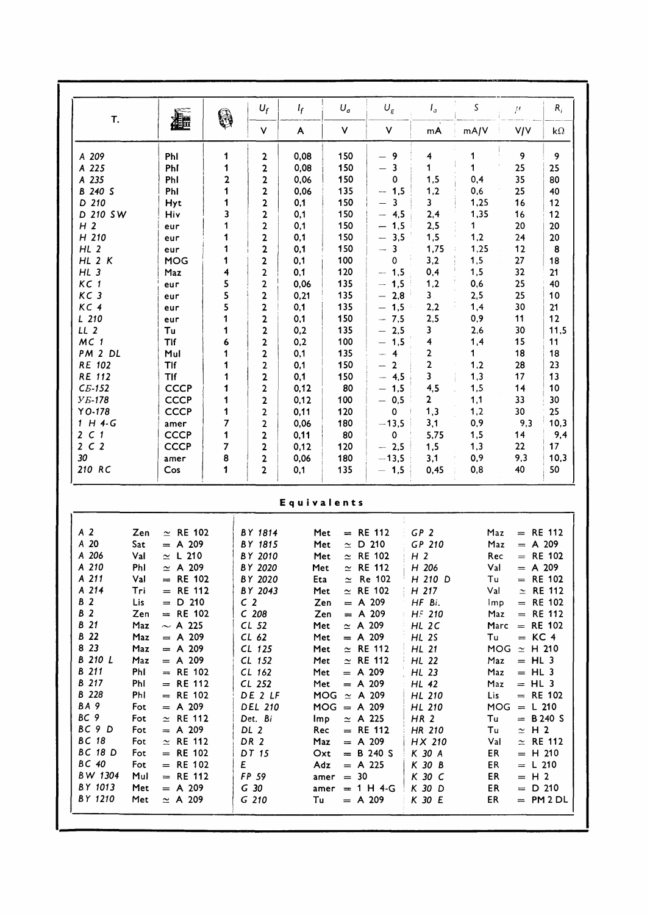| T. | | | $U_f$ | $I_f$ | $U_a$ | $U_g$ | $I_a$ | S | $\mu$ | $R_i$ |
|---|---|---|---|---|---|---|---|---|---|---|
| | | | V | A | V | V | mA | mA/V | V/V | kΩ |
| A 209 | Phl | 1 | 2 | 0,08 | 150 | − 9 | 4 | 1 | 9 | 9 |
| A 225 | Phl | 1 | 2 | 0,08 | 150 | − 3 | 1 | 1 | 25 | 25 |
| A 235 | Phl | 2 | 2 | 0,06 | 150 | 0 | 1,5 | 0,4 | 35 | 80 |
| B 240 S | Phl | 1 | 2 | 0,06 | 135 | − 1,5 | 1,2 | 0,6 | 25 | 40 |
| D 210 | Hyt | 1 | 2 | 0,1 | 150 | − 3 | 3 | 1,25 | 16 | 12 |
| D 210 SW | Hiv | 3 | 2 | 0,1 | 150 | − 4,5 | 2,4 | 1,35 | 16 | 12 |
| H 2 | eur | 1 | 2 | 0,1 | 150 | − 1,5 | 2,5 | 1 | 20 | 20 |
| H 210 | eur | 1 | 2 | 0,1 | 150 | − 3,5 | 1,5 | 1,2 | 24 | 20 |
| HL 2 | eur | 1 | 2 | 0,1 | 150 | − 3 | 1,75 | 1,25 | 12 | 8 |
| HL 2 K | MOG | 1 | 2 | 0,1 | 100 | 0 | 3,2 | 1,5 | 27 | 18 |
| HL 3 | Maz | 4 | 2 | 0,1 | 120 | − 1,5 | 0,4 | 1,5 | 32 | 21 |
| KC 1 | eur | 5 | 2 | 0,06 | 135 | − 1,5 | 1,2 | 0,6 | 25 | 40 |
| KC 3 | eur | 5 | 2 | 0,21 | 135 | − 2,8 | 3 | 2,5 | 25 | 10 |
| KC 4 | eur | 5 | 2 | 0,1 | 135 | − 1,5 | 2,2 | 1,4 | 30 | 21 |
| L 210 | eur | 1 | 2 | 0,1 | 150 | − 7,5 | 2,5 | 0,9 | 11 | 12 |
| LL 2 | Tu | 1 | 2 | 0,2 | 135 | − 2,5 | 3 | 2,6 | 30 | 11,5 |
| MC 1 | Tlf | 6 | 2 | 0,2 | 100 | − 1,5 | 4 | 1,4 | 15 | 11 |
| PM 2 DL | Mul | 1 | 2 | 0,1 | 135 | − 4 | 2 | 1 | 18 | 18 |
| RE 102 | Tlf | 1 | 2 | 0,1 | 150 | − 2 | 2 | 1,2 | 28 | 23 |
| RE 112 | Tlf | 1 | 2 | 0,1 | 150 | − 4,5 | 3 | 1,3 | 17 | 13 |
| СБ-152 | СССР | 1 | 2 | 0,12 | 80 | − 1,5 | 4,5 | 1,5 | 14 | 10 |
| УБ-178 | СССР | 1 | 2 | 0,12 | 100 | − 0,5 | 2 | 1,1 | 33 | 30 |
| УО-178 | СССР | 1 | 2 | 0,11 | 120 | 0 | 1,3 | 1,2 | 30 | 25 |
| 1 H 4-G | amer | 7 | 2 | 0,06 | 180 | −13,5 | 3,1 | 0,9 | 9,3 | 10,3 |
| 2 C 1 | СССР | 1 | 2 | 0,11 | 80 | 0 | 5,75 | 1,5 | 14 | 9,4 |
| 2 C 2 | СССР | 7 | 2 | 0,12 | 120 | − 2,5 | 1,5 | 1,3 | 22 | 17 |
| 30 | amer | 8 | 2 | 0,06 | 180 | −13,5 | 3,1 | 0,9 | 9,3 | 10,3 |
| 210 RC | Cos | 1 | 2 | 0,1 | 135 | − 1,5 | 0,45 | 0,8 | 40 | 50 |

## Equivalents

| | | | | | | | | |
|---|---|---|---|---|---|---|---|---|
| A 2 | Zen | ≃ RE 102 | BY 1814 | Met | = RE 112 | GP 2 | Maz | = RE 112 |
| A 20 | Sat | = A 209 | BY 1815 | Met | ≃ D 210 | GP 210 | Maz | = A 209 |
| A 206 | Val | ≃ L 210 | BY 2010 | Met | ≃ RE 102 | H 2 | Rec | = RE 102 |
| A 210 | Phl | ≃ A 209 | BY 2020 | Met | ≃ RE 112 | H 206 | Val | = A 209 |
| A 211 | Val | = RE 102 | BY 2020 | Eta | ≃ Re 102 | H 210 D | Tu | = RE 102 |
| A 214 | Tri | = RE 112 | BY 2043 | Met | ≃ RE 102 | H 217 | Val | ≃ RE 112 |
| B 2 | Lis | = D 210 | C 2 | Zen | = A 209 | HF Bi. | Imp | = RE 102 |
| B 2 | Zen | = RE 102 | C 208 | Zen | = A 209 | HF 210 | Maz | = RE 112 |
| B 21 | Maz | ∼ A 225 | CL 52 | Met | ≃ A 209 | HL 2C | Marc | = RE 102 |
| B 22 | Maz | = A 209 | CL 62 | Met | = A 209 | HL 2S | Tu | = KC 4 |
| B 23 | Maz | = A 209 | CL 125 | Met | ≃ RE 112 | HL 21 | MOG | ≃ H 210 |
| B 210 L | Maz | = A 209 | CL 152 | Met | ≃ RE 112 | HL 22 | Maz | = HL 3 |
| B 211 | Phl | = RE 102 | CL 162 | Met | = A 209 | HL 23 | Maz | = HL 3 |
| B 217 | Phl | = RE 112 | CL 252 | Met | = A 209 | HL 42 | Maz | = HL 3 |
| B 228 | Phl | = RE 102 | DE 2 LF | MOG | ≃ A 209 | HL 210 | Lis | = RE 102 |
| BA 9 | Fot | = A 209 | DEL 210 | MOG | = A 209 | HL 210 | MOG | = L 210 |
| BC 9 | Fot | ≃ RE 112 | Det. Bi | Imp | ≃ A 225 | HR 2 | Tu | = B 240 S |
| BC 9 D | Fot | = A 209 | DL 2 | Rec | = RE 112 | HR 210 | Tu | ≃ H 2 |
| BC 18 | Fot | ≃ RE 112 | DR 2 | Maz | = A 209 | HX 210 | Val | ≃ RE 112 |
| BC 18 D | Fot | = RE 102 | DT 15 | Oxt | = B 240 S | K 30 A | ER | = H 210 |
| BC 40 | Fot | = RE 102 | E | Adz | = A 225 | K 30 B | ER | = L 210 |
| BW 1304 | Mul | = RE 112 | FP 59 | amer | = 30 | K 30 C | ER | = H 2 |
| BY 1013 | Met | = A 209 | G 30 | amer | = 1 H 4-G | K 30 D | ER | = D 210 |
| BY 1210 | Met | ≃ A 209 | G 210 | Tu | = A 209 | K 30 E | ER | = PM 2 DL |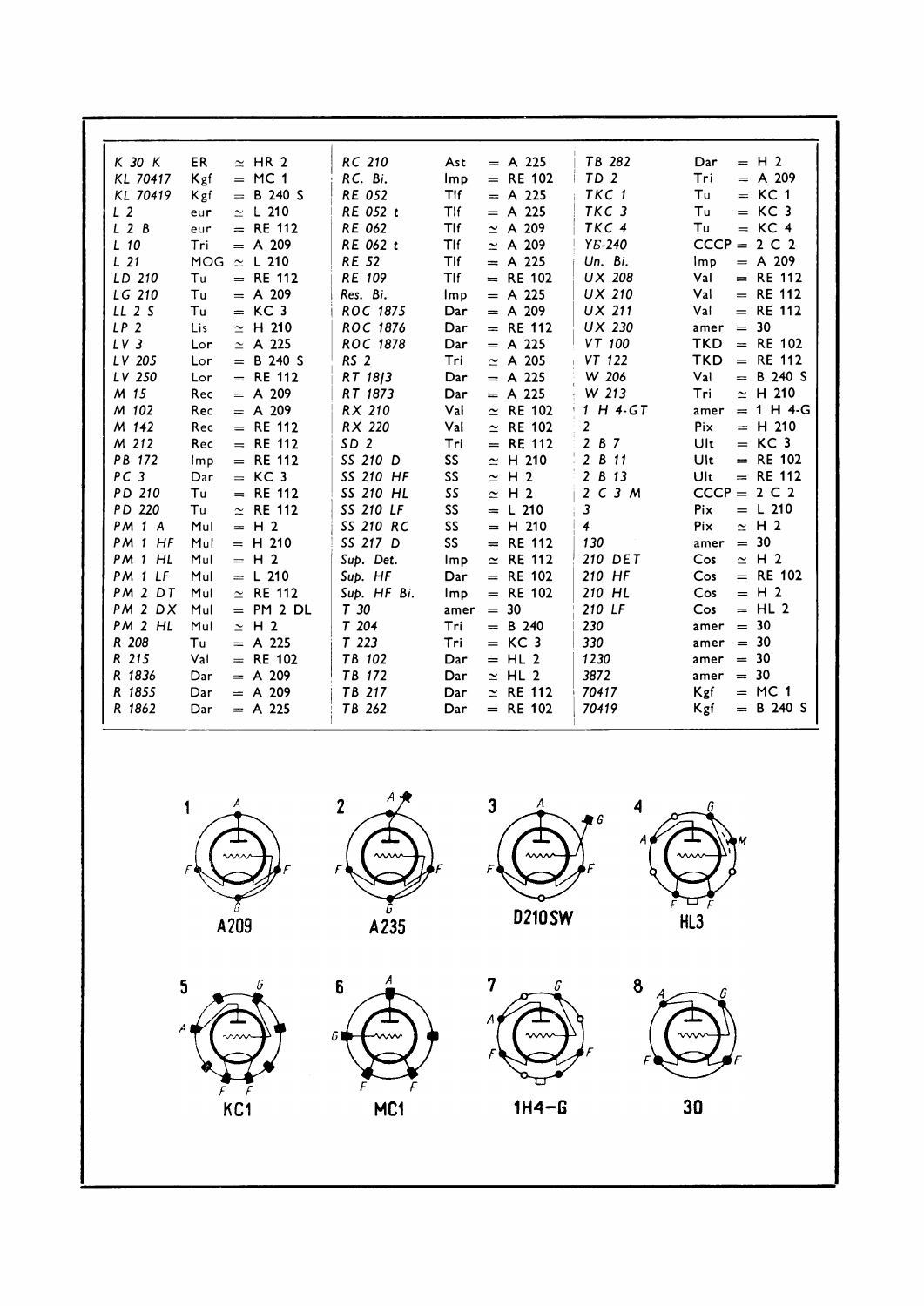| | | | | | | | | | | | |
|---|---|---|---|---|---|---|---|---|---|---|---|
| K 30 K | ER | ≃ | HR 2 | RC 210 | Ast | = | A 225 | TB 282 | Dar | = | H 2 |
| KL 70417 | Kgf | = | MC 1 | RC. Bi. | Imp | = | RE 102 | TD 2 | Tri | = | A 209 |
| KL 70419 | Kgf | = | B 240 S | RE 052 | Tlf | = | A 225 | TKC 1 | Tu | = | KC 1 |
| L 2 | eur | ≃ | L 210 | RE 052 t | Tlf | = | A 225 | TKC 3 | Tu | = | KC 3 |
| L 2 B | eur | = | RE 112 | RE 062 | Tlf | ≃ | A 209 | TKC 4 | Tu | = | KC 4 |
| L 10 | Tri | = | A 209 | RE 062 t | Tlf | ≃ | A 209 | УБ-240 | CCCP | = | 2 C 2 |
| L 21 | MOG | ≃ | L 210 | RE 52 | Tlf | = | A 225 | Un. Bi. | Imp | = | A 209 |
| LD 210 | Tu | = | RE 112 | RE 109 | Tlf | = | RE 102 | UX 208 | Val | = | RE 112 |
| LG 210 | Tu | = | A 209 | Res. Bi. | Imp | = | A 225 | UX 210 | Val | = | RE 112 |
| LL 2 S | Tu | = | KC 3 | ROC 1875 | Dar | = | A 209 | UX 211 | Val | = | RE 112 |
| LP 2 | Lis | ≃ | H 210 | ROC 1876 | Dar | = | RE 112 | UX 230 | amer | = | 30 |
| LV 3 | Lor | ≃ | A 225 | ROC 1878 | Dar | = | A 225 | VT 100 | TKD | = | RE 102 |
| LV 205 | Lor | = | B 240 S | RS 2 | Tri | ≃ | A 205 | VT 122 | TKD | = | RE 112 |
| LV 250 | Lor | = | RE 112 | RT 18/3 | Dar | = | A 225 | W 206 | Val | = | B 240 S |
| M 15 | Rec | = | A 209 | RT 1873 | Dar | = | A 225 | W 213 | Tri | ≃ | H 210 |
| M 102 | Rec | = | A 209 | RX 210 | Val | ≃ | RE 102 | 1 H 4-GT | amer | = | 1 H 4-G |
| M 142 | Rec | = | RE 112 | RX 220 | Val | ≃ | RE 102 | 2 | Pix | = | H 210 |
| M 212 | Rec | = | RE 112 | SD 2 | Tri | = | RE 112 | 2 B 7 | Ult | = | KC 3 |
| PB 172 | Imp | = | RE 112 | SS 210 D | SS | ≃ | H 210 | 2 B 11 | Ult | = | RE 102 |
| PC 3 | Dar | = | KC 3 | SS 210 HF | SS | ≃ | H 2 | 2 B 13 | Ult | = | RE 112 |
| PD 210 | Tu | = | RE 112 | SS 210 HL | SS | ≃ | H 2 | 2 C 3 M | CCCP | = | 2 C 2 |
| PD 220 | Tu | ≃ | RE 112 | SS 210 LF | SS | = | L 210 | 3 | Pix | = | L 210 |
| PM 1 A | Mul | = | H 2 | SS 210 RC | SS | = | H 210 | 4 | Pix | ≃ | H 2 |
| PM 1 HF | Mul | = | H 210 | SS 217 D | SS | = | RE 112 | 130 | amer | = | 30 |
| PM 1 HL | Mul | = | H 2 | Sup. Det. | Imp | ≃ | RE 112 | 210 DET | Cos | ≃ | H 2 |
| PM 1 LF | Mul | = | L 210 | Sup. HF | Dar | = | RE 102 | 210 HF | Cos | = | RE 102 |
| PM 2 DT | Mul | ≃ | RE 112 | Sup. HF Bi. | Imp | = | RE 102 | 210 HL | Cos | = | H 2 |
| PM 2 DX | Mul | = | PM 2 DL | T 30 | amer | = | 30 | 210 LF | Cos | = | HL 2 |
| PM 2 HL | Mul | ≃ | H 2 | T 204 | Tri | = | B 240 | 230 | amer | = | 30 |
| R 208 | Tu | = | A 225 | T 223 | Tri | = | KC 3 | 330 | amer | = | 30 |
| R 215 | Val | = | RE 102 | TB 102 | Dar | = | HL 2 | 1230 | amer | = | 30 |
| R 1836 | Dar | = | A 209 | TB 172 | Dar | ≃ | HL 2 | 3872 | amer | = | 30 |
| R 1855 | Dar | = | A 209 | TB 217 | Dar | ≃ | RE 112 | 70417 | Kgf | = | MC 1 |
| R 1862 | Dar | = | A 225 | TB 262 | Dar | = | RE 102 | 70419 | Kgf | = | B 240 S |

1 A209

2 A235

3 D210SW

4 HL3

5 KC1

6 MC1

7 1H4-G

8 30